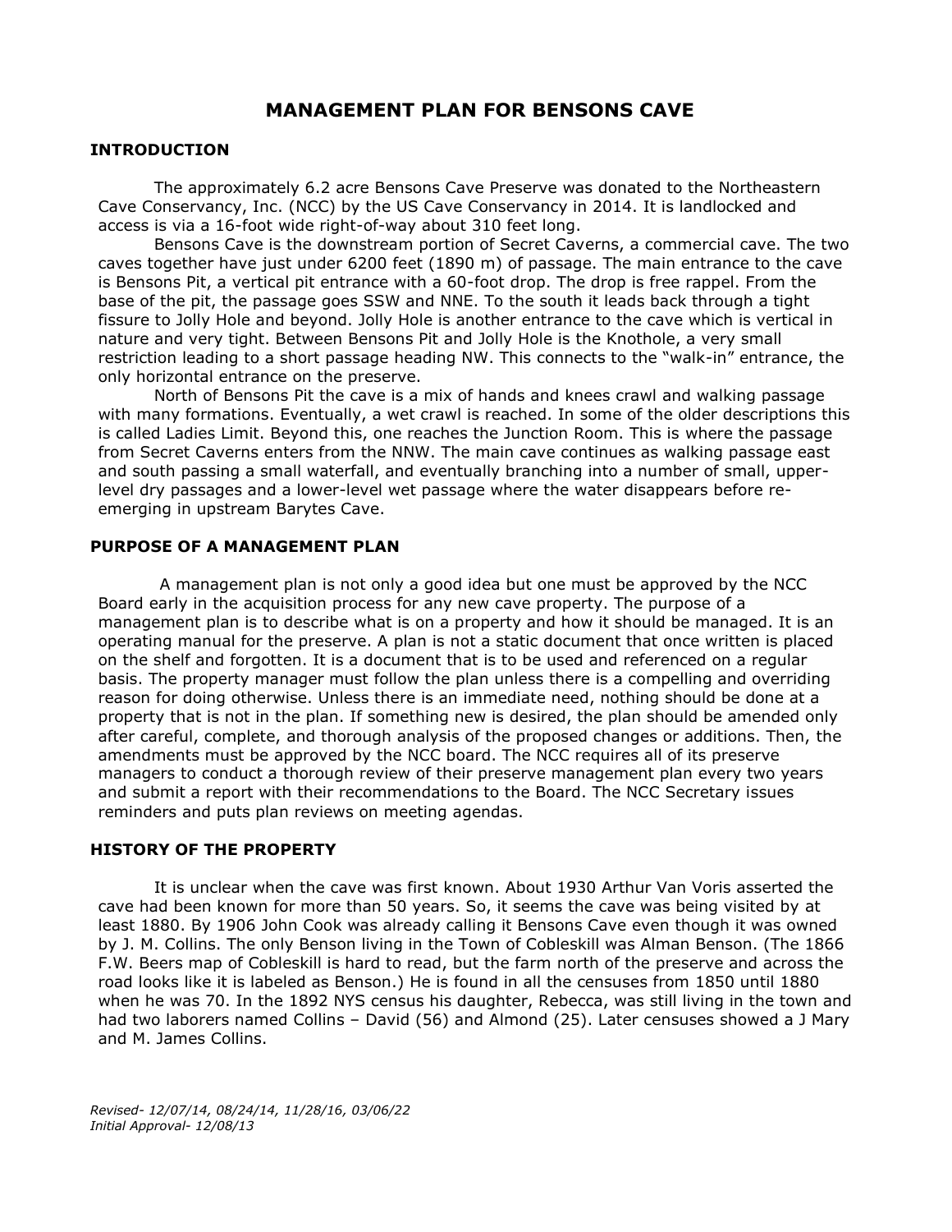# MANAGEMENT PLAN FOR BENSONS CAVE

## INTRODUCTION

The approximately 6.2 acre Bensons Cave Preserve was donated to the Northeastern Cave Conservancy, Inc. (NCC) by the US Cave Conservancy in 2014. It is landlocked and access is via a 16-foot wide right-of-way about 310 feet long.

Bensons Cave is the downstream portion of Secret Caverns, a commercial cave. The two caves together have just under 6200 feet (1890 m) of passage. The main entrance to the cave is Bensons Pit, a vertical pit entrance with a 60-foot drop. The drop is free rappel. From the base of the pit, the passage goes SSW and NNE. To the south it leads back through a tight fissure to Jolly Hole and beyond. Jolly Hole is another entrance to the cave which is vertical in nature and very tight. Between Bensons Pit and Jolly Hole is the Knothole, a very small restriction leading to a short passage heading NW. This connects to the "walk-in" entrance, the only horizontal entrance on the preserve.

North of Bensons Pit the cave is a mix of hands and knees crawl and walking passage with many formations. Eventually, a wet crawl is reached. In some of the older descriptions this is called Ladies Limit. Beyond this, one reaches the Junction Room. This is where the passage from Secret Caverns enters from the NNW. The main cave continues as walking passage east and south passing a small waterfall, and eventually branching into a number of small, upper-level dry passages and a lower-level wet passage where the water disappears before re-emerging in upstream Barytes Cave.

## PURPOSE OF A MANAGEMENT PLAN

A management plan is not only a good idea but one must be approved by the NCC Board early in the acquisition process for any new cave property. The purpose of a management plan is to describe what is on a property and how it should be managed. It is an operating manual for the preserve. A plan is not a static document that once written is placed on the shelf and forgotten. It is a document that is to be used and referenced on a regular basis. The property manager must follow the plan unless there is a compelling and overriding reason for doing otherwise. Unless there is an immediate need, nothing should be done at a property that is not in the plan. If something new is desired, the plan should be amended only after careful, complete, and thorough analysis of the proposed changes or additions. Then, the amendments must be approved by the NCC board. The NCC requires all of its preserve managers to conduct a thorough review of their preserve management plan every two years and submit a report with their recommendations to the Board. The NCC Secretary issues reminders and puts plan reviews on meeting agendas.

## HISTORY OF THE PROPERTY

It is unclear when the cave was first known. About 1930 Arthur Van Voris asserted the cave had been known for more than 50 years. So, it seems the cave was being visited by at least 1880. By 1906 John Cook was already calling it Bensons Cave even though it was owned by J. M. Collins. The only Benson living in the Town of Cobleskill was Alman Benson. (The 1866 F.W. Beers map of Cobleskill is hard to read, but the farm north of the preserve and across the road looks like it is labeled as Benson.) He is found in all the censuses from 1850 until 1880 when he was 70. In the 1892 NYS census his daughter, Rebecca, was still living in the town and had two laborers named Collins – David (56) and Almond (25). Later censuses showed a J Mary and M. James Collins.

*Revised- 12/07/14, 08/24/14, 11/28/16, 03/06/22*
*Initial Approval- 12/08/13*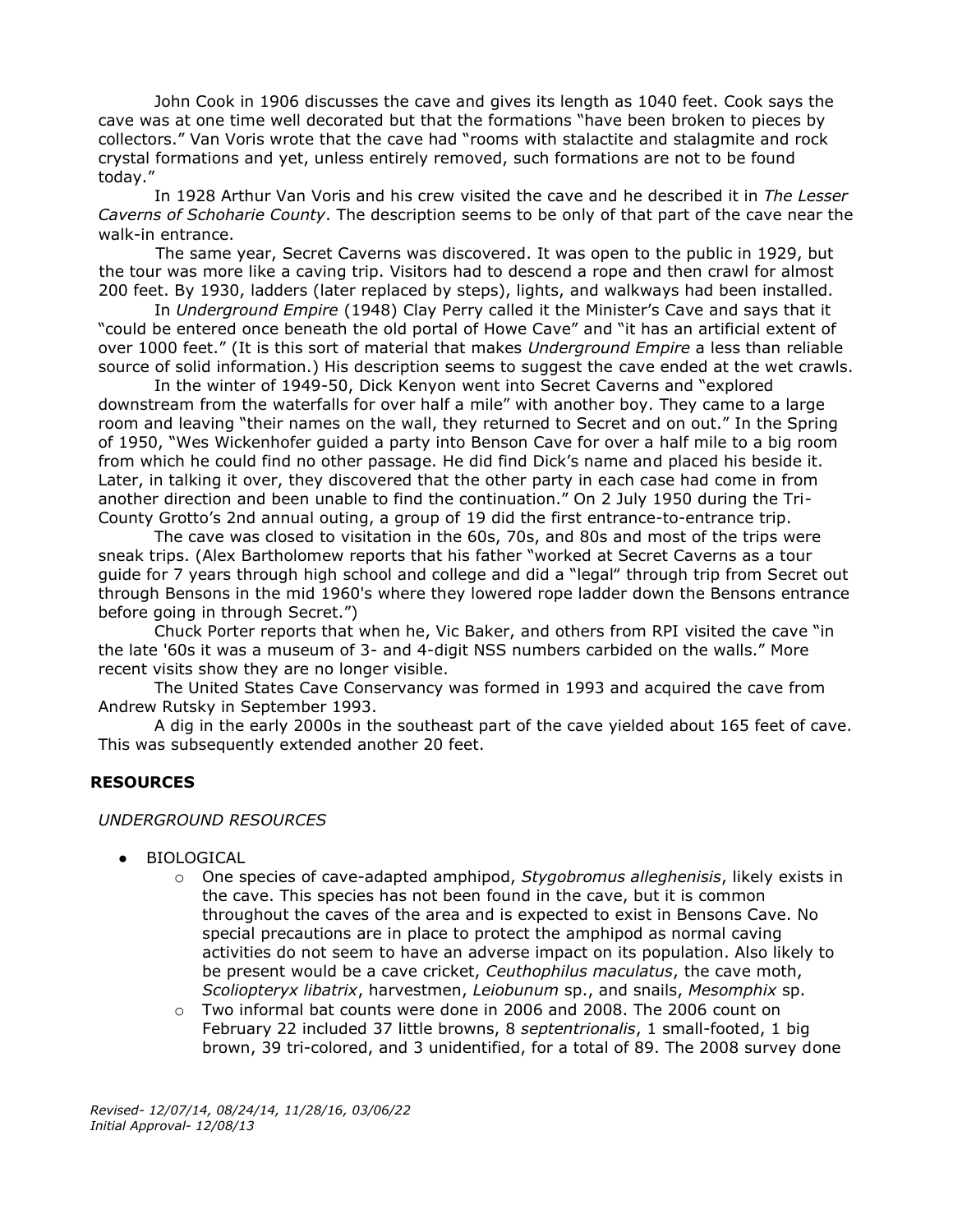John Cook in 1906 discusses the cave and gives its length as 1040 feet. Cook says the cave was at one time well decorated but that the formations "have been broken to pieces by collectors." Van Voris wrote that the cave had "rooms with stalactite and stalagmite and rock crystal formations and yet, unless entirely removed, such formations are not to be found today."

In 1928 Arthur Van Voris and his crew visited the cave and he described it in *The Lesser Caverns of Schoharie County*. The description seems to be only of that part of the cave near the walk-in entrance.

The same year, Secret Caverns was discovered. It was open to the public in 1929, but the tour was more like a caving trip. Visitors had to descend a rope and then crawl for almost 200 feet. By 1930, ladders (later replaced by steps), lights, and walkways had been installed.

In *Underground Empire* (1948) Clay Perry called it the Minister's Cave and says that it "could be entered once beneath the old portal of Howe Cave" and "it has an artificial extent of over 1000 feet." (It is this sort of material that makes *Underground Empire* a less than reliable source of solid information.) His description seems to suggest the cave ended at the wet crawls.

In the winter of 1949-50, Dick Kenyon went into Secret Caverns and "explored downstream from the waterfalls for over half a mile" with another boy. They came to a large room and leaving "their names on the wall, they returned to Secret and on out." In the Spring of 1950, "Wes Wickenhofer guided a party into Benson Cave for over a half mile to a big room from which he could find no other passage. He did find Dick's name and placed his beside it. Later, in talking it over, they discovered that the other party in each case had come in from another direction and been unable to find the continuation." On 2 July 1950 during the Tri-County Grotto's 2nd annual outing, a group of 19 did the first entrance-to-entrance trip.

The cave was closed to visitation in the 60s, 70s, and 80s and most of the trips were sneak trips. (Alex Bartholomew reports that his father "worked at Secret Caverns as a tour guide for 7 years through high school and college and did a "legal" through trip from Secret out through Bensons in the mid 1960's where they lowered rope ladder down the Bensons entrance before going in through Secret.")

Chuck Porter reports that when he, Vic Baker, and others from RPI visited the cave "in the late '60s it was a museum of 3- and 4-digit NSS numbers carbided on the walls." More recent visits show they are no longer visible.

The United States Cave Conservancy was formed in 1993 and acquired the cave from Andrew Rutsky in September 1993.

A dig in the early 2000s in the southeast part of the cave yielded about 165 feet of cave. This was subsequently extended another 20 feet.

## RESOURCES

*UNDERGROUND RESOURCES*

- BIOLOGICAL
  - One species of cave-adapted amphipod, *Stygobromus alleghenisis*, likely exists in the cave. This species has not been found in the cave, but it is common throughout the caves of the area and is expected to exist in Bensons Cave. No special precautions are in place to protect the amphipod as normal caving activities do not seem to have an adverse impact on its population. Also likely to be present would be a cave cricket, *Ceuthophilus maculatus*, the cave moth, *Scoliopteryx libatrix*, harvestmen, *Leiobunum* sp., and snails, *Mesomphix* sp.
  - Two informal bat counts were done in 2006 and 2008. The 2006 count on February 22 included 37 little browns, 8 *septentrionalis*, 1 small-footed, 1 big brown, 39 tri-colored, and 3 unidentified, for a total of 89. The 2008 survey done

*Revised- 12/07/14, 08/24/14, 11/28/16, 03/06/22*
*Initial Approval- 12/08/13*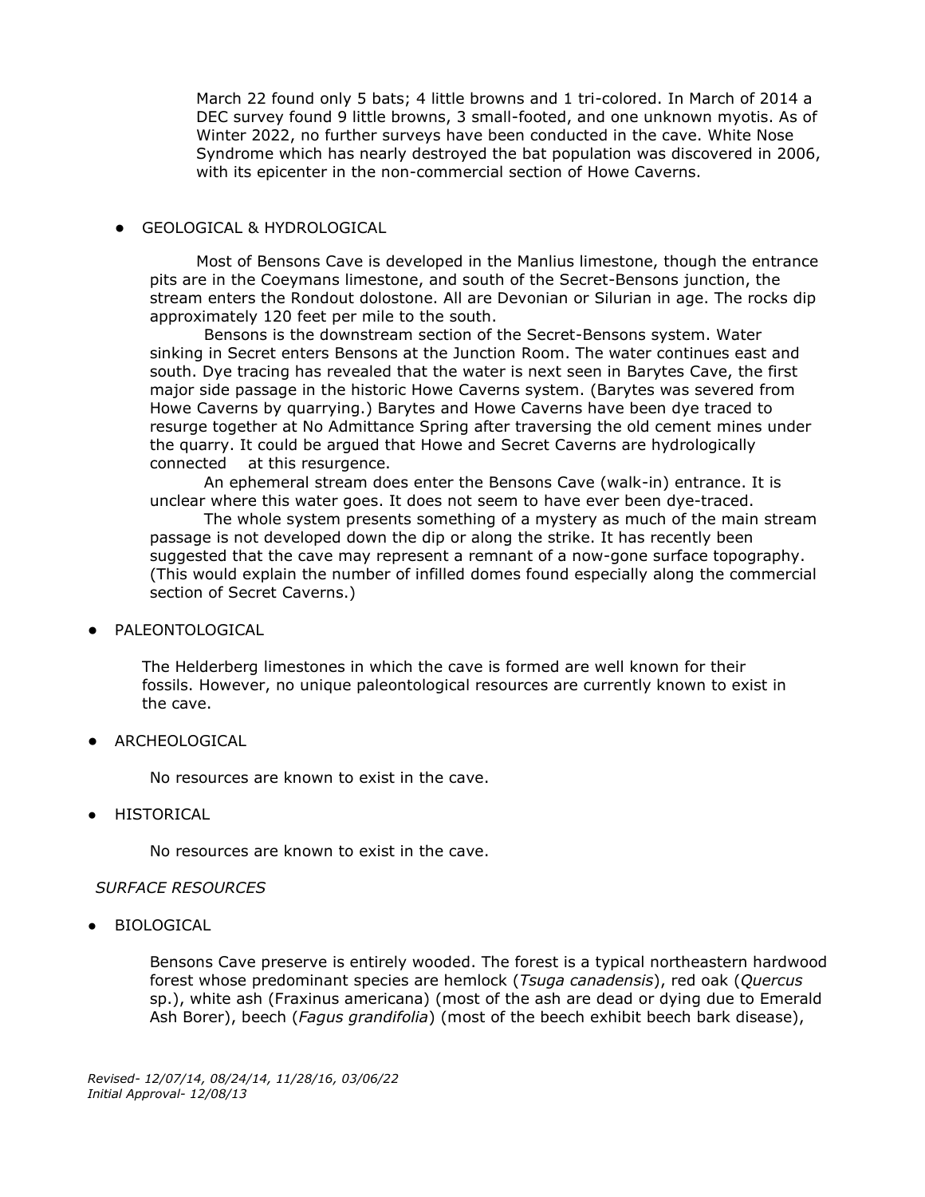March 22 found only 5 bats; 4 little browns and 1 tri-colored. In March of 2014 a DEC survey found 9 little browns, 3 small-footed, and one unknown myotis. As of Winter 2022, no further surveys have been conducted in the cave. White Nose Syndrome which has nearly destroyed the bat population was discovered in 2006, with its epicenter in the non-commercial section of Howe Caverns.

- GEOLOGICAL & HYDROLOGICAL

Most of Bensons Cave is developed in the Manlius limestone, though the entrance pits are in the Coeymans limestone, and south of the Secret-Bensons junction, the stream enters the Rondout dolostone. All are Devonian or Silurian in age. The rocks dip approximately 120 feet per mile to the south.

Bensons is the downstream section of the Secret-Bensons system. Water sinking in Secret enters Bensons at the Junction Room. The water continues east and south. Dye tracing has revealed that the water is next seen in Barytes Cave, the first major side passage in the historic Howe Caverns system. (Barytes was severed from Howe Caverns by quarrying.) Barytes and Howe Caverns have been dye traced to resurge together at No Admittance Spring after traversing the old cement mines under the quarry. It could be argued that Howe and Secret Caverns are hydrologically connected at this resurgence.

An ephemeral stream does enter the Bensons Cave (walk-in) entrance. It is unclear where this water goes. It does not seem to have ever been dye-traced.

The whole system presents something of a mystery as much of the main stream passage is not developed down the dip or along the strike. It has recently been suggested that the cave may represent a remnant of a now-gone surface topography. (This would explain the number of infilled domes found especially along the commercial section of Secret Caverns.)

- PALEONTOLOGICAL

The Helderberg limestones in which the cave is formed are well known for their fossils. However, no unique paleontological resources are currently known to exist in the cave.

- ARCHEOLOGICAL

No resources are known to exist in the cave.

- HISTORICAL

No resources are known to exist in the cave.

*SURFACE RESOURCES*

- BIOLOGICAL

Bensons Cave preserve is entirely wooded. The forest is a typical northeastern hardwood forest whose predominant species are hemlock (*Tsuga canadensis*), red oak (*Quercus* sp.), white ash (Fraxinus americana) (most of the ash are dead or dying due to Emerald Ash Borer), beech (*Fagus grandifolia*) (most of the beech exhibit beech bark disease),

*Revised- 12/07/14, 08/24/14, 11/28/16, 03/06/22*
*Initial Approval- 12/08/13*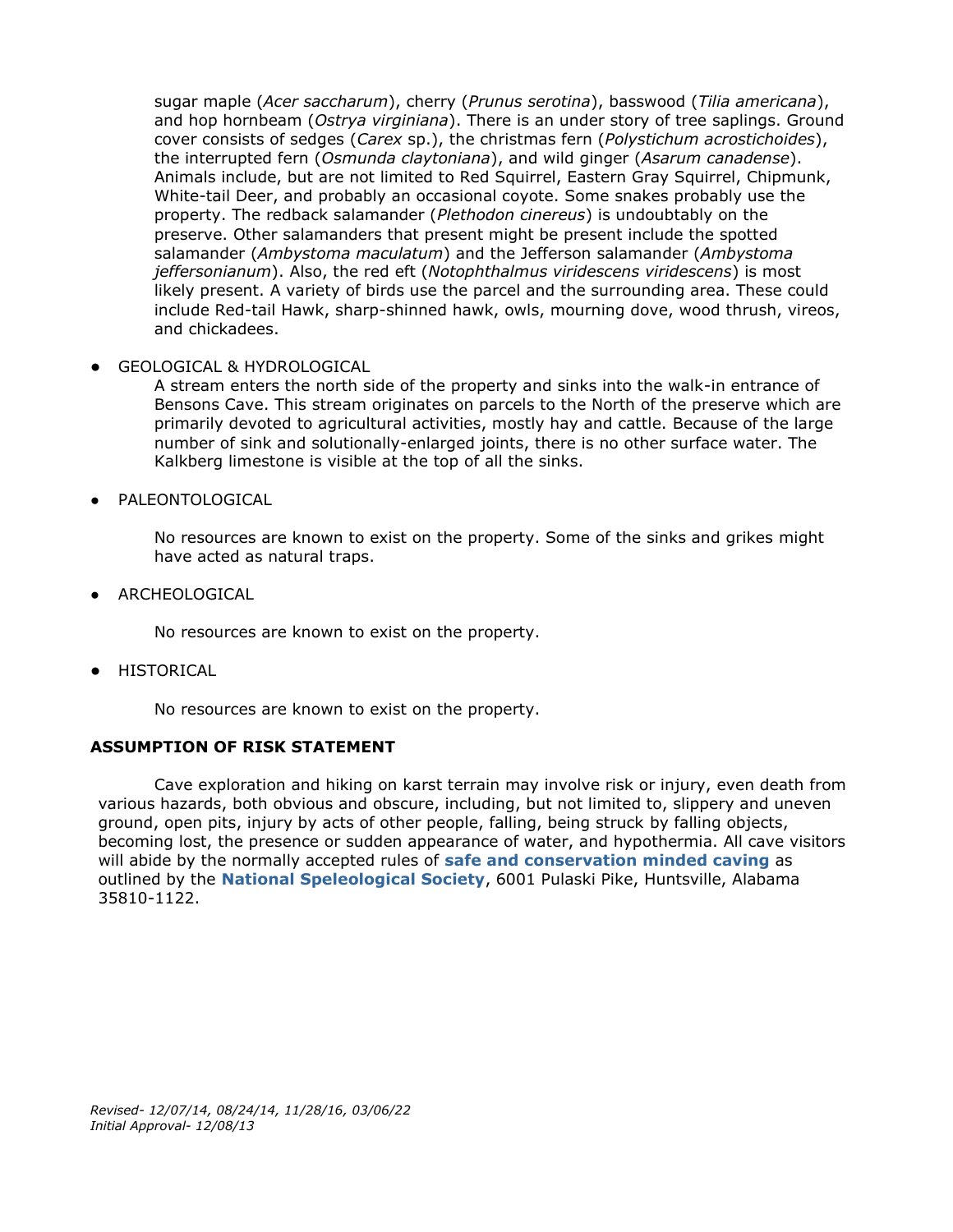sugar maple (*Acer saccharum*), cherry (*Prunus serotina*), basswood (*Tilia americana*), and hop hornbeam (*Ostrya virginiana*). There is an under story of tree saplings. Ground cover consists of sedges (*Carex* sp.), the christmas fern (*Polystichum acrostichoides*), the interrupted fern (*Osmunda claytoniana*), and wild ginger (*Asarum canadense*). Animals include, but are not limited to Red Squirrel, Eastern Gray Squirrel, Chipmunk, White-tail Deer, and probably an occasional coyote. Some snakes probably use the property. The redback salamander (*Plethodon cinereus*) is undoubtably on the preserve. Other salamanders that present might be present include the spotted salamander (*Ambystoma maculatum*) and the Jefferson salamander (*Ambystoma jeffersonianum*). Also, the red eft (*Notophthalmus viridescens viridescens*) is most likely present. A variety of birds use the parcel and the surrounding area. These could include Red-tail Hawk, sharp-shinned hawk, owls, mourning dove, wood thrush, vireos, and chickadees.

- GEOLOGICAL & HYDROLOGICAL

  A stream enters the north side of the property and sinks into the walk-in entrance of Bensons Cave. This stream originates on parcels to the North of the preserve which are primarily devoted to agricultural activities, mostly hay and cattle. Because of the large number of sink and solutionally-enlarged joints, there is no other surface water. The Kalkberg limestone is visible at the top of all the sinks.

- PALEONTOLOGICAL

  No resources are known to exist on the property. Some of the sinks and grikes might have acted as natural traps.

- ARCHEOLOGICAL

  No resources are known to exist on the property.

- HISTORICAL

  No resources are known to exist on the property.

**ASSUMPTION OF RISK STATEMENT**

Cave exploration and hiking on karst terrain may involve risk or injury, even death from various hazards, both obvious and obscure, including, but not limited to, slippery and uneven ground, open pits, injury by acts of other people, falling, being struck by falling objects, becoming lost, the presence or sudden appearance of water, and hypothermia. All cave visitors will abide by the normally accepted rules of **safe and conservation minded caving** as outlined by the **National Speleological Society**, 6001 Pulaski Pike, Huntsville, Alabama 35810-1122.

*Revised- 12/07/14, 08/24/14, 11/28/16, 03/06/22*
*Initial Approval- 12/08/13*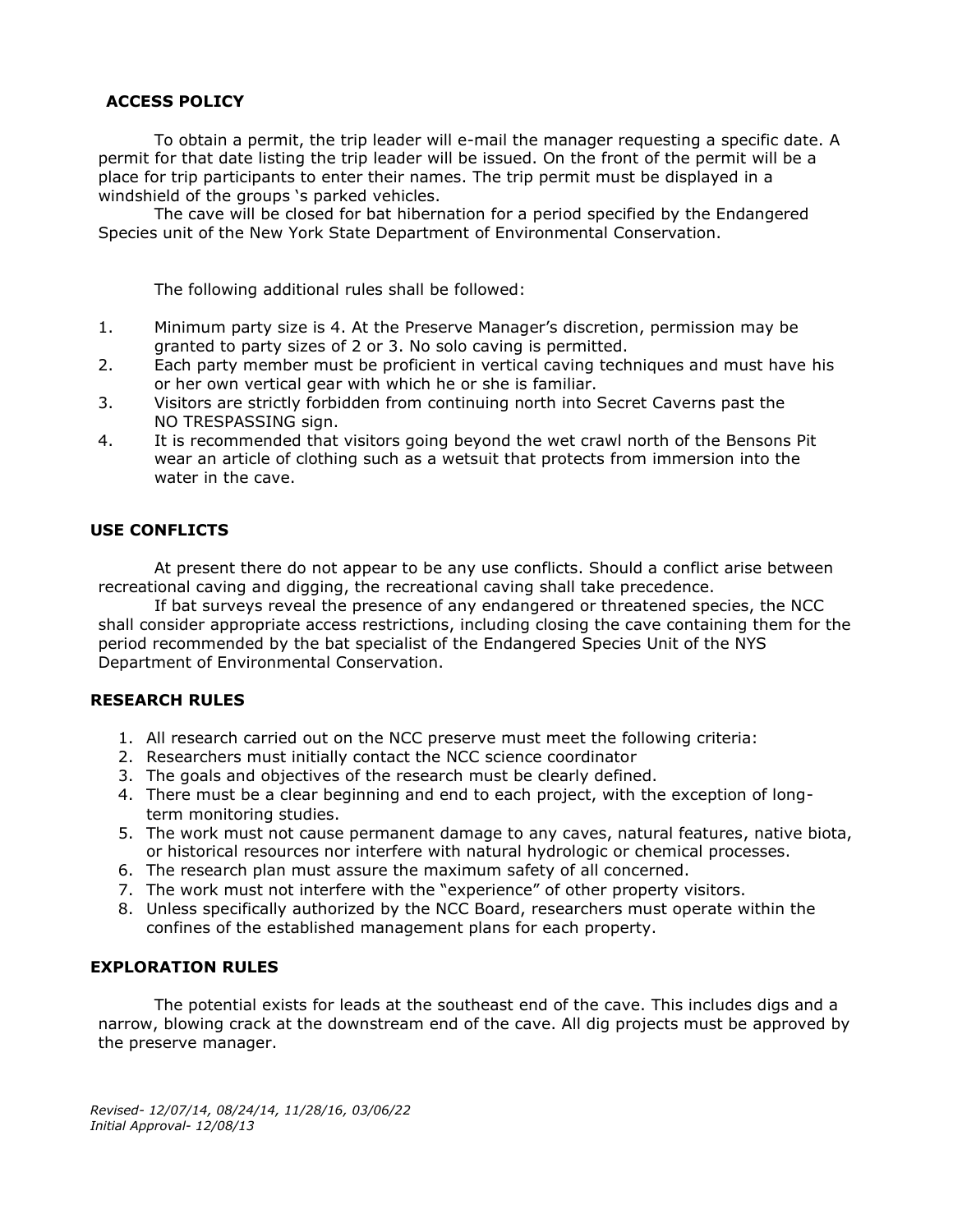## ACCESS POLICY

To obtain a permit, the trip leader will e-mail the manager requesting a specific date. A permit for that date listing the trip leader will be issued. On the front of the permit will be a place for trip participants to enter their names. The trip permit must be displayed in a windshield of the groups 's parked vehicles.

The cave will be closed for bat hibernation for a period specified by the Endangered Species unit of the New York State Department of Environmental Conservation.

The following additional rules shall be followed:

1. Minimum party size is 4. At the Preserve Manager's discretion, permission may be granted to party sizes of 2 or 3. No solo caving is permitted.
2. Each party member must be proficient in vertical caving techniques and must have his or her own vertical gear with which he or she is familiar.
3. Visitors are strictly forbidden from continuing north into Secret Caverns past the NO TRESPASSING sign.
4. It is recommended that visitors going beyond the wet crawl north of the Bensons Pit wear an article of clothing such as a wetsuit that protects from immersion into the water in the cave.

## USE CONFLICTS

At present there do not appear to be any use conflicts. Should a conflict arise between recreational caving and digging, the recreational caving shall take precedence.

If bat surveys reveal the presence of any endangered or threatened species, the NCC shall consider appropriate access restrictions, including closing the cave containing them for the period recommended by the bat specialist of the Endangered Species Unit of the NYS Department of Environmental Conservation.

## RESEARCH RULES

1. All research carried out on the NCC preserve must meet the following criteria:
2. Researchers must initially contact the NCC science coordinator
3. The goals and objectives of the research must be clearly defined.
4. There must be a clear beginning and end to each project, with the exception of long-term monitoring studies.
5. The work must not cause permanent damage to any caves, natural features, native biota, or historical resources nor interfere with natural hydrologic or chemical processes.
6. The research plan must assure the maximum safety of all concerned.
7. The work must not interfere with the "experience" of other property visitors.
8. Unless specifically authorized by the NCC Board, researchers must operate within the confines of the established management plans for each property.

## EXPLORATION RULES

The potential exists for leads at the southeast end of the cave. This includes digs and a narrow, blowing crack at the downstream end of the cave. All dig projects must be approved by the preserve manager.

*Revised- 12/07/14, 08/24/14, 11/28/16, 03/06/22*
*Initial Approval- 12/08/13*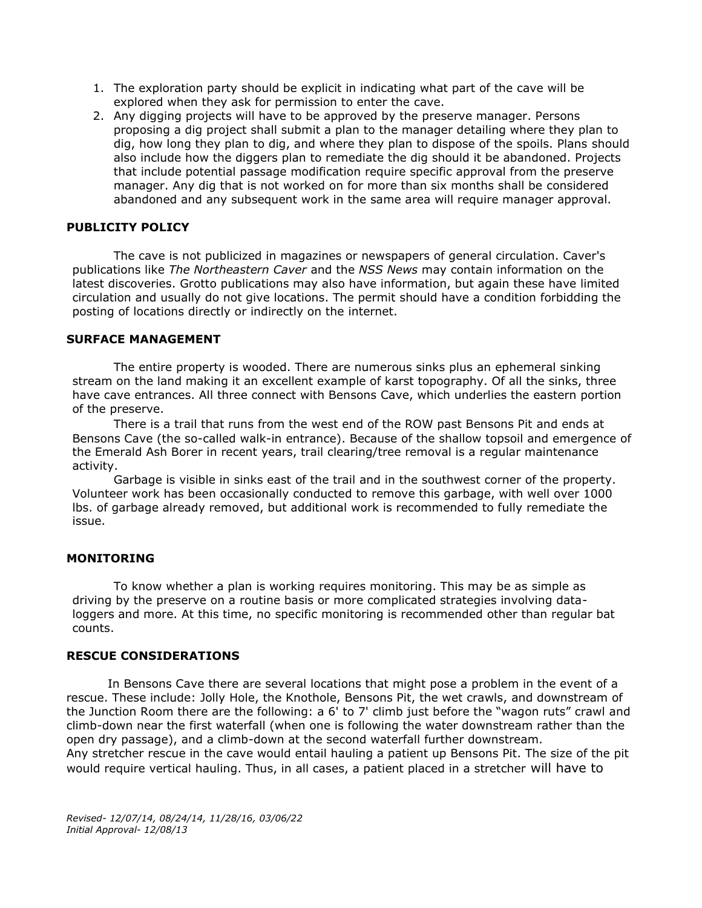1. The exploration party should be explicit in indicating what part of the cave will be explored when they ask for permission to enter the cave.
2. Any digging projects will have to be approved by the preserve manager. Persons proposing a dig project shall submit a plan to the manager detailing where they plan to dig, how long they plan to dig, and where they plan to dispose of the spoils. Plans should also include how the diggers plan to remediate the dig should it be abandoned. Projects that include potential passage modification require specific approval from the preserve manager. Any dig that is not worked on for more than six months shall be considered abandoned and any subsequent work in the same area will require manager approval.

## PUBLICITY POLICY

The cave is not publicized in magazines or newspapers of general circulation. Caver's publications like *The Northeastern Caver* and the *NSS News* may contain information on the latest discoveries. Grotto publications may also have information, but again these have limited circulation and usually do not give locations. The permit should have a condition forbidding the posting of locations directly or indirectly on the internet.

## SURFACE MANAGEMENT

The entire property is wooded. There are numerous sinks plus an ephemeral sinking stream on the land making it an excellent example of karst topography. Of all the sinks, three have cave entrances. All three connect with Bensons Cave, which underlies the eastern portion of the preserve.

There is a trail that runs from the west end of the ROW past Bensons Pit and ends at Bensons Cave (the so-called walk-in entrance). Because of the shallow topsoil and emergence of the Emerald Ash Borer in recent years, trail clearing/tree removal is a regular maintenance activity.

Garbage is visible in sinks east of the trail and in the southwest corner of the property. Volunteer work has been occasionally conducted to remove this garbage, with well over 1000 lbs. of garbage already removed, but additional work is recommended to fully remediate the issue.

## MONITORING

To know whether a plan is working requires monitoring. This may be as simple as driving by the preserve on a routine basis or more complicated strategies involving data-loggers and more. At this time, no specific monitoring is recommended other than regular bat counts.

## RESCUE CONSIDERATIONS

In Bensons Cave there are several locations that might pose a problem in the event of a rescue. These include: Jolly Hole, the Knothole, Bensons Pit, the wet crawls, and downstream of the Junction Room there are the following: a 6' to 7' climb just before the "wagon ruts" crawl and climb-down near the first waterfall (when one is following the water downstream rather than the open dry passage), and a climb-down at the second waterfall further downstream.
Any stretcher rescue in the cave would entail hauling a patient up Bensons Pit. The size of the pit would require vertical hauling. Thus, in all cases, a patient placed in a stretcher will have to

*Revised- 12/07/14, 08/24/14, 11/28/16, 03/06/22*
*Initial Approval- 12/08/13*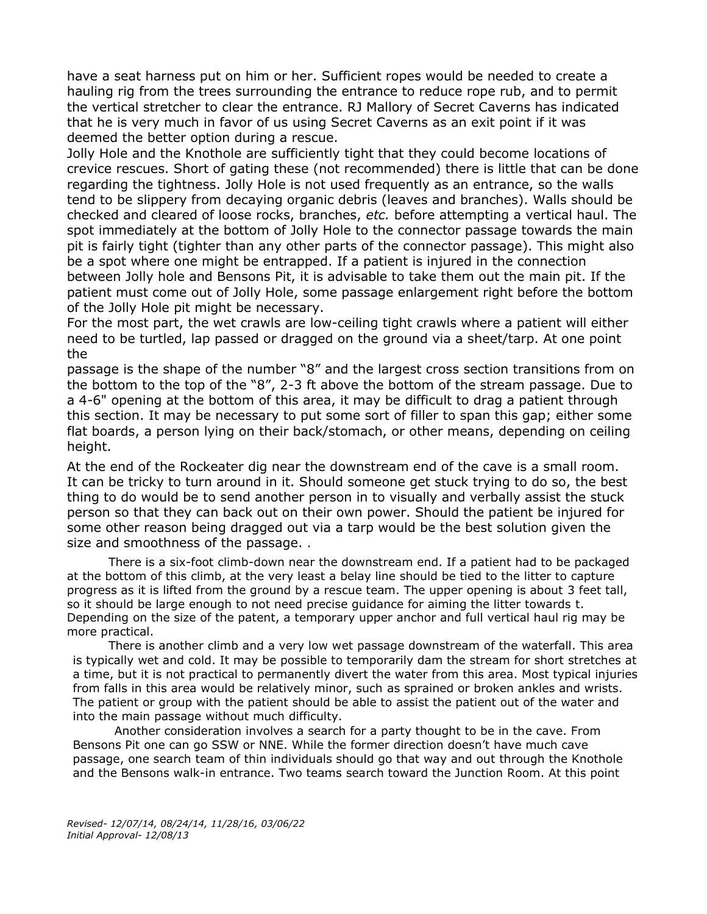have a seat harness put on him or her. Sufficient ropes would be needed to create a hauling rig from the trees surrounding the entrance to reduce rope rub, and to permit the vertical stretcher to clear the entrance. RJ Mallory of Secret Caverns has indicated that he is very much in favor of us using Secret Caverns as an exit point if it was deemed the better option during a rescue.

Jolly Hole and the Knothole are sufficiently tight that they could become locations of crevice rescues. Short of gating these (not recommended) there is little that can be done regarding the tightness. Jolly Hole is not used frequently as an entrance, so the walls tend to be slippery from decaying organic debris (leaves and branches). Walls should be checked and cleared of loose rocks, branches, *etc.* before attempting a vertical haul. The spot immediately at the bottom of Jolly Hole to the connector passage towards the main pit is fairly tight (tighter than any other parts of the connector passage). This might also be a spot where one might be entrapped. If a patient is injured in the connection between Jolly hole and Bensons Pit, it is advisable to take them out the main pit. If the patient must come out of Jolly Hole, some passage enlargement right before the bottom of the Jolly Hole pit might be necessary.

For the most part, the wet crawls are low-ceiling tight crawls where a patient will either need to be turtled, lap passed or dragged on the ground via a sheet/tarp. At one point the

passage is the shape of the number "8" and the largest cross section transitions from on the bottom to the top of the "8", 2-3 ft above the bottom of the stream passage. Due to a 4-6" opening at the bottom of this area, it may be difficult to drag a patient through this section. It may be necessary to put some sort of filler to span this gap; either some flat boards, a person lying on their back/stomach, or other means, depending on ceiling height.

At the end of the Rockeater dig near the downstream end of the cave is a small room. It can be tricky to turn around in it. Should someone get stuck trying to do so, the best thing to do would be to send another person in to visually and verbally assist the stuck person so that they can back out on their own power. Should the patient be injured for some other reason being dragged out via a tarp would be the best solution given the size and smoothness of the passage. .

There is a six-foot climb-down near the downstream end. If a patient had to be packaged at the bottom of this climb, at the very least a belay line should be tied to the litter to capture progress as it is lifted from the ground by a rescue team. The upper opening is about 3 feet tall, so it should be large enough to not need precise guidance for aiming the litter towards t. Depending on the size of the patent, a temporary upper anchor and full vertical haul rig may be more practical.

There is another climb and a very low wet passage downstream of the waterfall. This area is typically wet and cold. It may be possible to temporarily dam the stream for short stretches at a time, but it is not practical to permanently divert the water from this area. Most typical injuries from falls in this area would be relatively minor, such as sprained or broken ankles and wrists. The patient or group with the patient should be able to assist the patient out of the water and into the main passage without much difficulty.

Another consideration involves a search for a party thought to be in the cave. From Bensons Pit one can go SSW or NNE. While the former direction doesn't have much cave passage, one search team of thin individuals should go that way and out through the Knothole and the Bensons walk-in entrance. Two teams search toward the Junction Room. At this point

*Revised- 12/07/14, 08/24/14, 11/28/16, 03/06/22*
*Initial Approval- 12/08/13*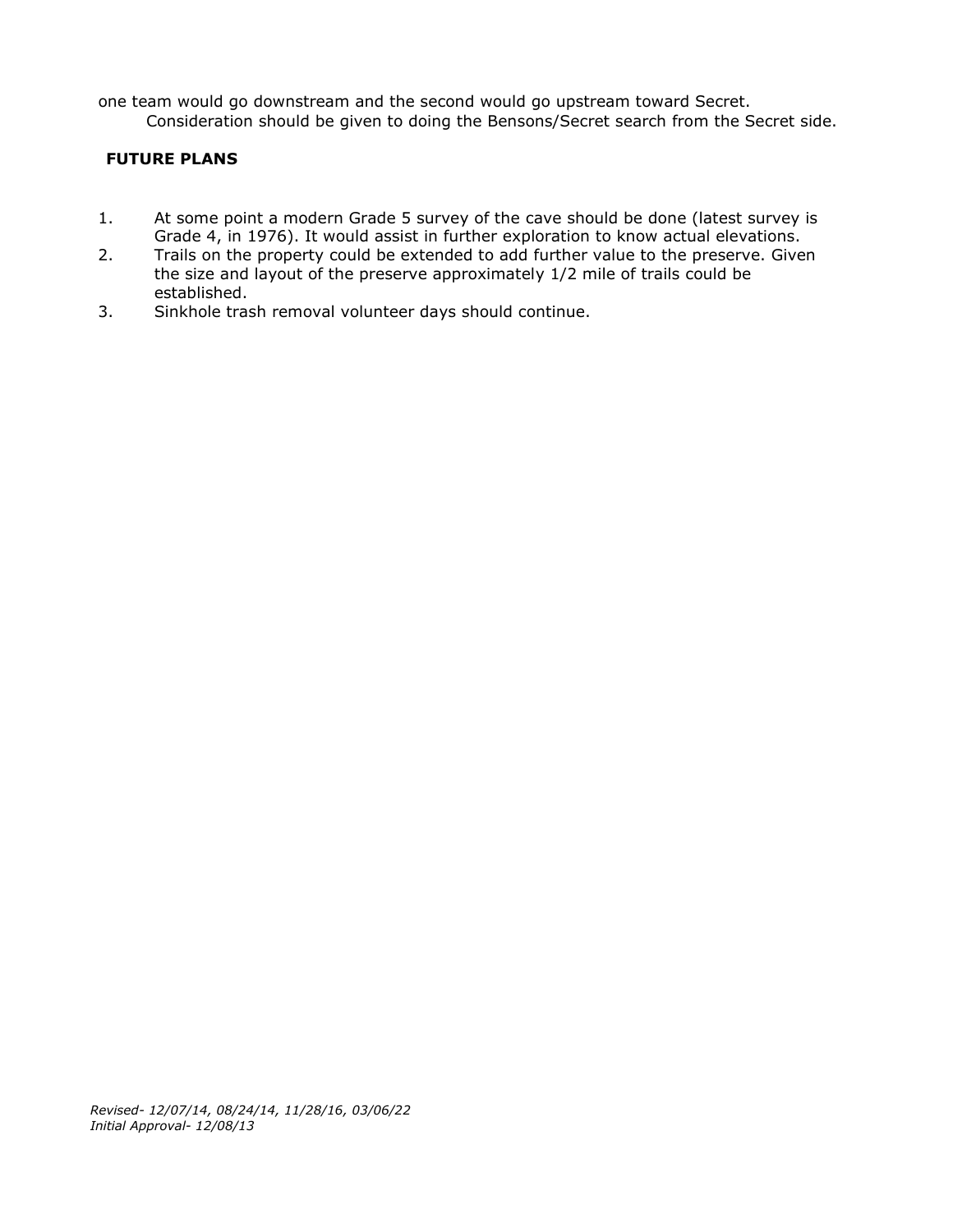one team would go downstream and the second would go upstream toward Secret.
Consideration should be given to doing the Bensons/Secret search from the Secret side.

**FUTURE PLANS**

1. At some point a modern Grade 5 survey of the cave should be done (latest survey is Grade 4, in 1976). It would assist in further exploration to know actual elevations.
2. Trails on the property could be extended to add further value to the preserve. Given the size and layout of the preserve approximately 1/2 mile of trails could be established.
3. Sinkhole trash removal volunteer days should continue.

*Revised- 12/07/14, 08/24/14, 11/28/16, 03/06/22*
*Initial Approval- 12/08/13*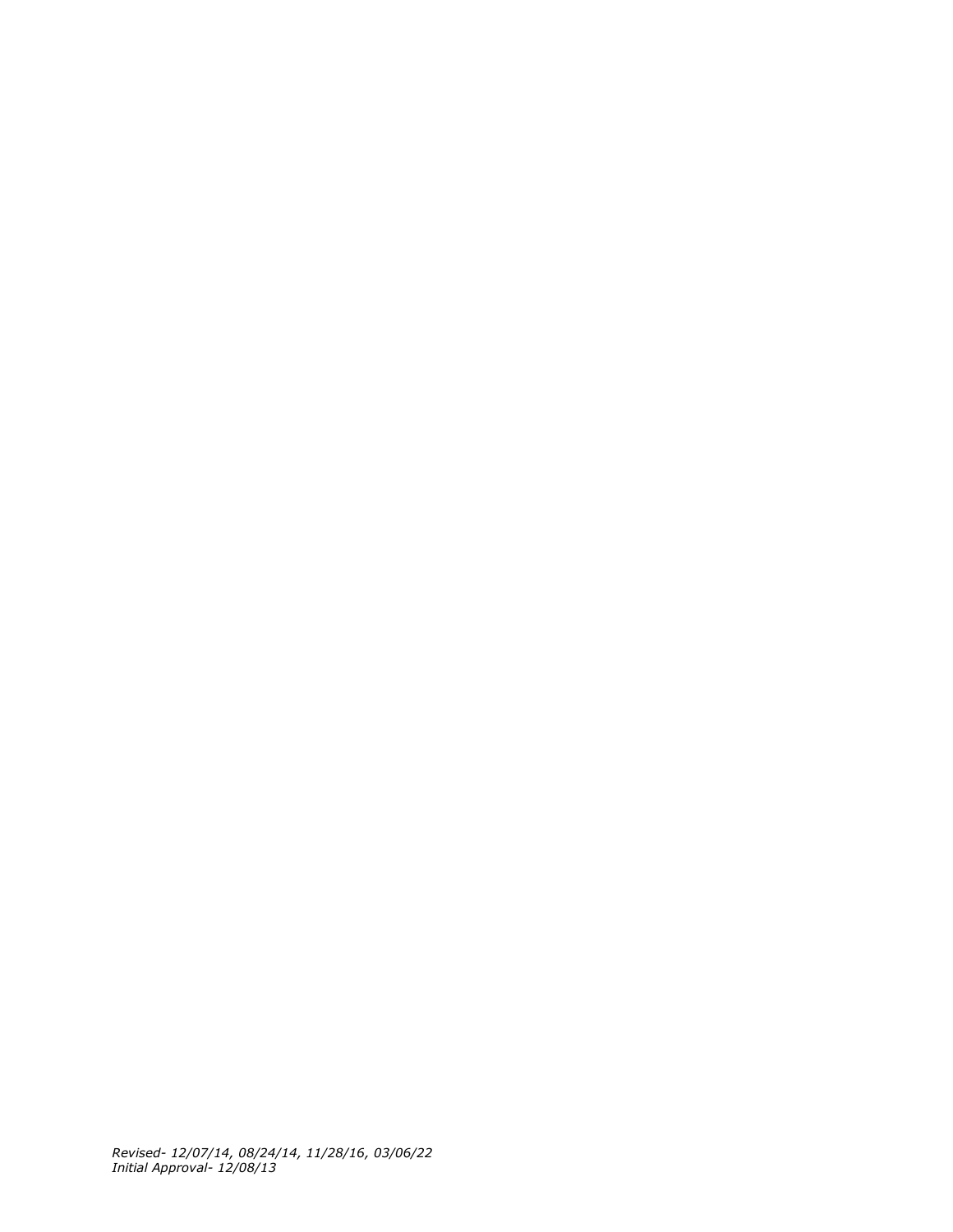*Revised- 12/07/14, 08/24/14, 11/28/16, 03/06/22*
*Initial Approval- 12/08/13*